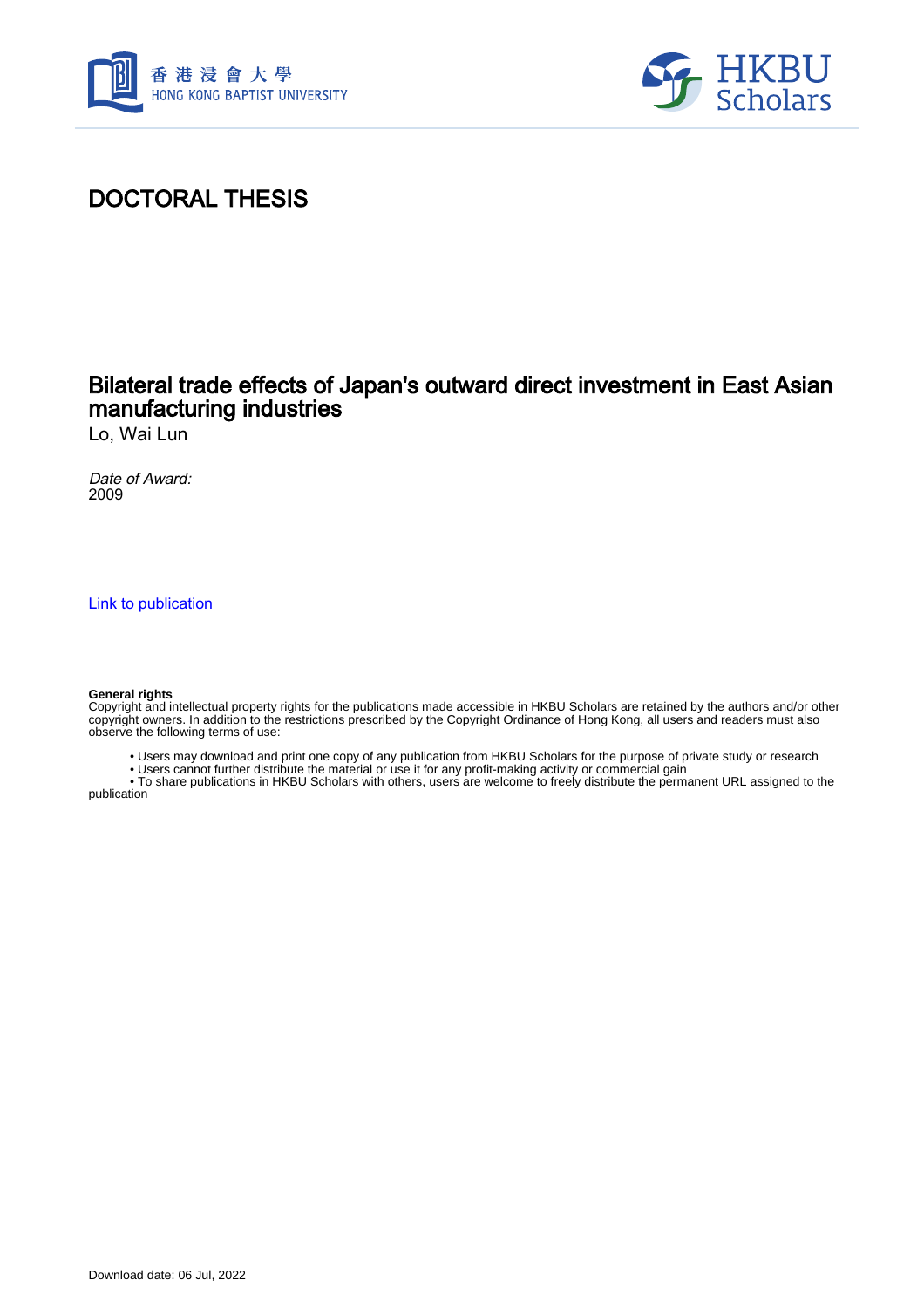# DOCTORAL THESIS

## Bilateral trade effects of Japan's outward direct investment in East Asian manufacturing industries

Lo, Wai Lun

*Date of Award:*
2009

Link to publication

**General rights**
Copyright and intellectual property rights for the publications made accessible in HKBU Scholars are retained by the authors and/or other copyright owners. In addition to the restrictions prescribed by the Copyright Ordinance of Hong Kong, all users and readers must also observe the following terms of use:

- Users may download and print one copy of any publication from HKBU Scholars for the purpose of private study or research
- Users cannot further distribute the material or use it for any profit-making activity or commercial gain
- To share publications in HKBU Scholars with others, users are welcome to freely distribute the permanent URL assigned to the publication

Download date: 06 Jul, 2022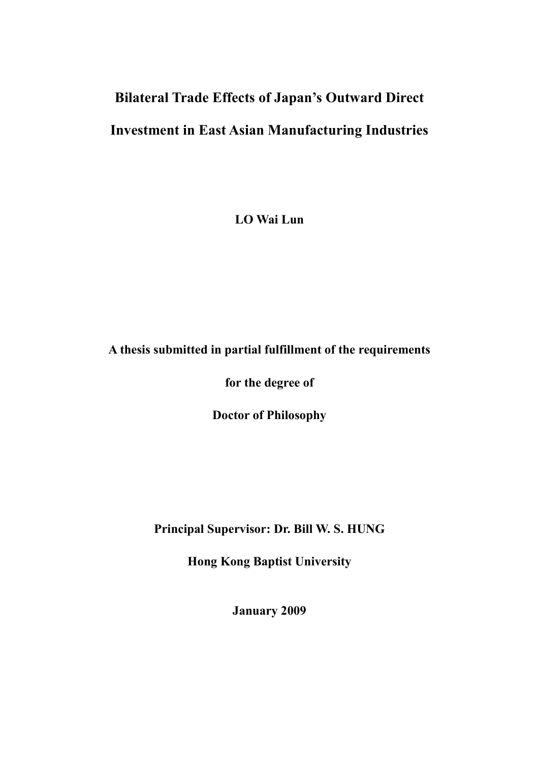# Bilateral Trade Effects of Japan's Outward Direct Investment in East Asian Manufacturing Industries

**LO Wai Lun**

**A thesis submitted in partial fulfillment of the requirements**

**for the degree of**

**Doctor of Philosophy**

**Principal Supervisor: Dr. Bill W. S. HUNG**

**Hong Kong Baptist University**

**January 2009**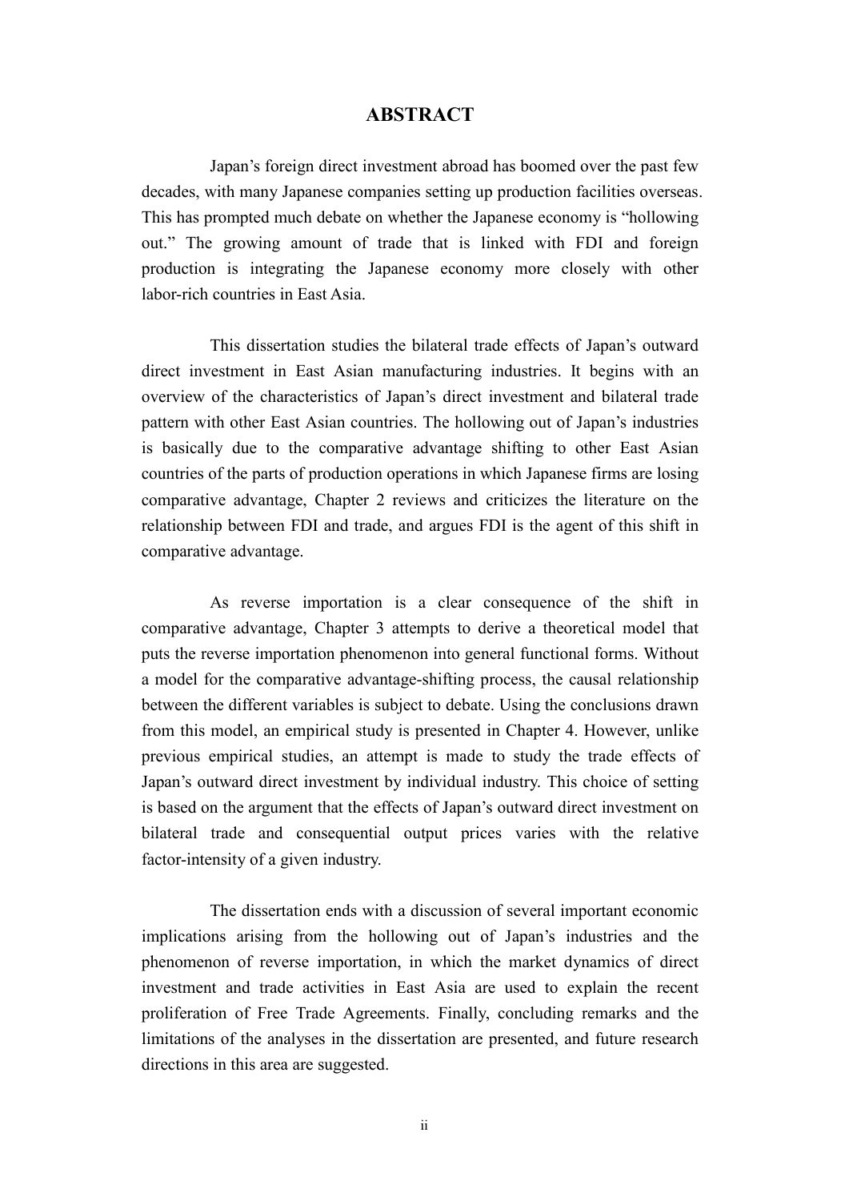# ABSTRACT

Japan's foreign direct investment abroad has boomed over the past few decades, with many Japanese companies setting up production facilities overseas. This has prompted much debate on whether the Japanese economy is "hollowing out." The growing amount of trade that is linked with FDI and foreign production is integrating the Japanese economy more closely with other labor-rich countries in East Asia.

This dissertation studies the bilateral trade effects of Japan's outward direct investment in East Asian manufacturing industries. It begins with an overview of the characteristics of Japan's direct investment and bilateral trade pattern with other East Asian countries. The hollowing out of Japan's industries is basically due to the comparative advantage shifting to other East Asian countries of the parts of production operations in which Japanese firms are losing comparative advantage, Chapter 2 reviews and criticizes the literature on the relationship between FDI and trade, and argues FDI is the agent of this shift in comparative advantage.

As reverse importation is a clear consequence of the shift in comparative advantage, Chapter 3 attempts to derive a theoretical model that puts the reverse importation phenomenon into general functional forms. Without a model for the comparative advantage-shifting process, the causal relationship between the different variables is subject to debate. Using the conclusions drawn from this model, an empirical study is presented in Chapter 4. However, unlike previous empirical studies, an attempt is made to study the trade effects of Japan's outward direct investment by individual industry. This choice of setting is based on the argument that the effects of Japan's outward direct investment on bilateral trade and consequential output prices varies with the relative factor-intensity of a given industry.

The dissertation ends with a discussion of several important economic implications arising from the hollowing out of Japan's industries and the phenomenon of reverse importation, in which the market dynamics of direct investment and trade activities in East Asia are used to explain the recent proliferation of Free Trade Agreements. Finally, concluding remarks and the limitations of the analyses in the dissertation are presented, and future research directions in this area are suggested.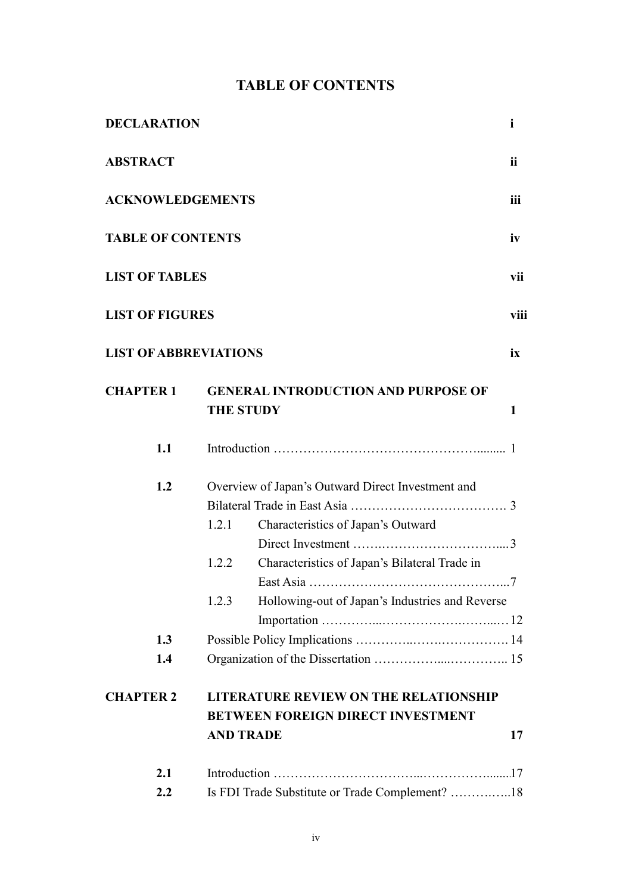# TABLE OF CONTENTS

| | | |
|---|---|---|
| **DECLARATION** | | **i** |
| **ABSTRACT** | | **ii** |
| **ACKNOWLEDGEMENTS** | | **iii** |
| **TABLE OF CONTENTS** | | **iv** |
| **LIST OF TABLES** | | **vii** |
| **LIST OF FIGURES** | | **viii** |
| **LIST OF ABBREVIATIONS** | | **ix** |
| **CHAPTER 1** | **GENERAL INTRODUCTION AND PURPOSE OF THE STUDY** | **1** |
| **1.1** | Introduction ……………………………………………......... | 1 |
| **1.2** | Overview of Japan's Outward Direct Investment and Bilateral Trade in East Asia ………………………………. | 3 |
| | 1.2.1 Characteristics of Japan's Outward Direct Investment …….………………………..... | 3 |
| | 1.2.2 Characteristics of Japan's Bilateral Trade in East Asia ………………………………………... | 7 |
| | 1.2.3 Hollowing-out of Japan's Industries and Reverse Importation …………...……………….……...… | 12 |
| **1.3** | Possible Policy Implications …………..…….……………. | 14 |
| **1.4** | Organization of the Dissertation ……………....………….. | 15 |
| **CHAPTER 2** | **LITERATURE REVIEW ON THE RELATIONSHIP BETWEEN FOREIGN DIRECT INVESTMENT AND TRADE** | **17** |
| **2.1** | Introduction …………………………...……………........ | 17 |
| **2.2** | Is FDI Trade Substitute or Trade Complement? ……….….. | 18 |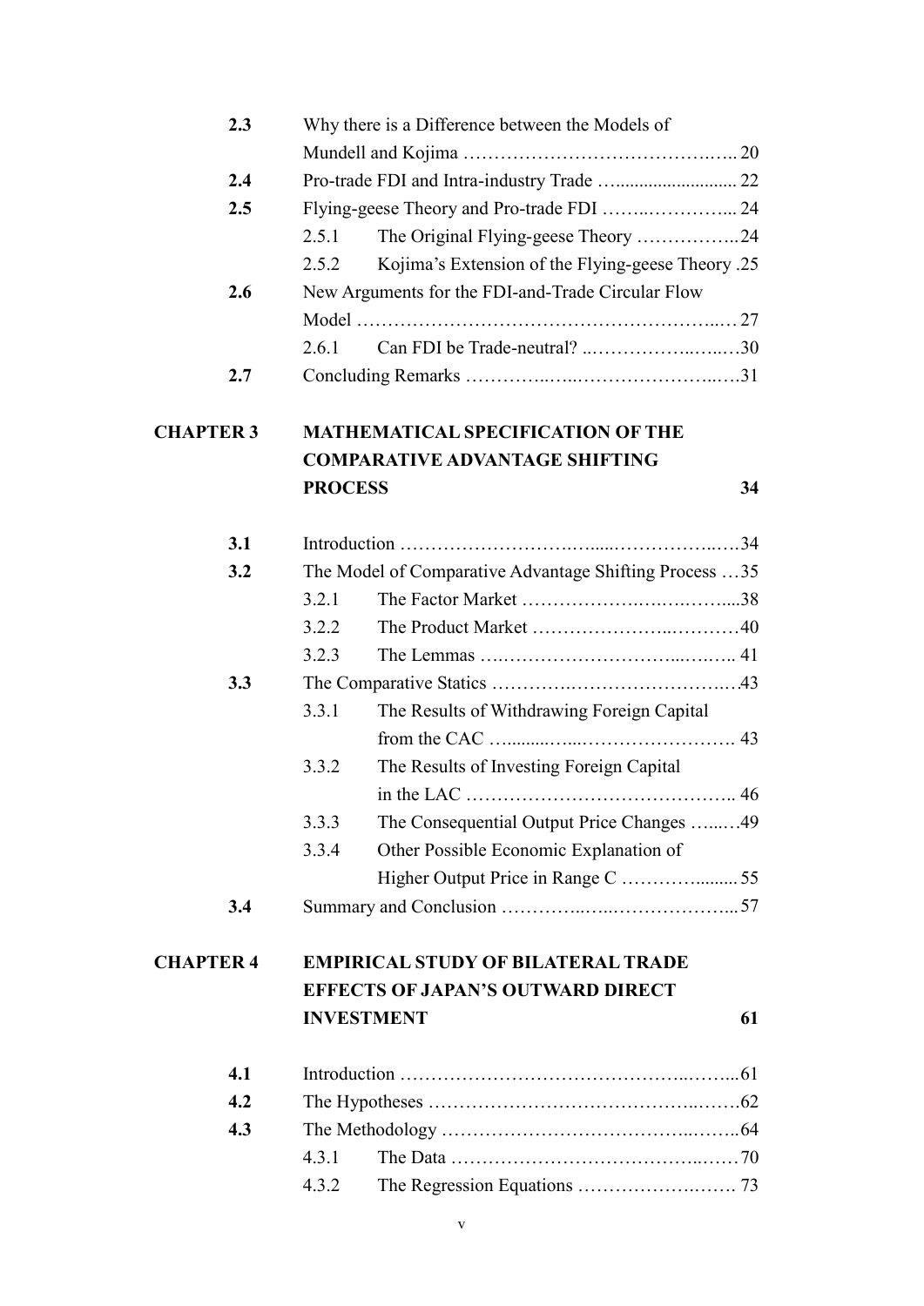| | | |
|---|---|---|
| **2.3** | Why there is a Difference between the Models of Mundell and Kojima ……………………………………….. 20 | |
| **2.4** | Pro-trade FDI and Intra-industry Trade …......................... 22 | |
| **2.5** | Flying-geese Theory and Pro-trade FDI ……..…………... 24 | |
| | 2.5.1 | The Original Flying-geese Theory ……………..24 |
| | 2.5.2 | Kojima's Extension of the Flying-geese Theory .25 |
| **2.6** | New Arguments for the FDI-and-Trade Circular Flow Model ………………………………………………..… 27 | |
| | 2.6.1 | Can FDI be Trade-neutral? ..……………..…..…30 |
| **2.7** | Concluding Remarks …………..…..…………………..….31 | |

**CHAPTER 3 MATHEMATICAL SPECIFICATION OF THE COMPARATIVE ADVANTAGE SHIFTING PROCESS 34**

| | | |
|---|---|---|
| **3.1** | Introduction ……………………….…......……………..….34 | |
| **3.2** | The Model of Comparative Advantage Shifting Process …35 | |
| | 3.2.1 | The Factor Market ……………….….….……....38 |
| | 3.2.2 | The Product Market ………………..………40 |
| | 3.2.3 | The Lemmas ….………………………...….….. 41 |
| **3.3** | The Comparative Statics ……….………………………..…43 | |
| | 3.3.1 | The Results of Withdrawing Foreign Capital from the CAC …..........…...……………………. 43 |
| | 3.3.2 | The Results of Investing Foreign Capital in the LAC …………………………………….. 46 |
| | 3.3.3 | The Consequential Output Price Changes …...….49 |
| | 3.3.4 | Other Possible Economic Explanation of Higher Output Price in Range C ……….......... 55 |
| **3.4** | Summary and Conclusion …………..…..………………... 57 | |

**CHAPTER 4 EMPIRICAL STUDY OF BILATERAL TRADE EFFECTS OF JAPAN'S OUTWARD DIRECT INVESTMENT 61**

| | | |
|---|---|---|
| **4.1** | Introduction ……………………………………..……...61 | |
| **4.2** | The Hypotheses ……………………………………..…….62 | |
| **4.3** | The Methodology ………………………………..……..64 | |
| | 4.3.1 | The Data …………………………………..……70 |
| | 4.3.2 | The Regression Equations …………………….…. 73 |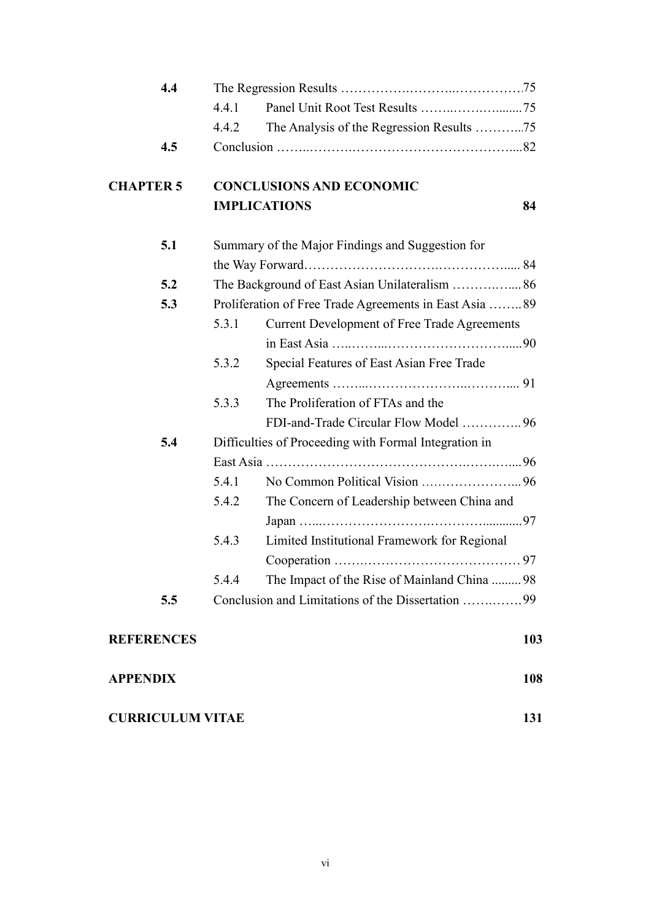| | | | |
|---|---|---|---|
| **4.4** | The Regression Results | | 75 |
| | 4.4.1 | Panel Unit Root Test Results | 75 |
| | 4.4.2 | The Analysis of the Regression Results | 75 |
| **4.5** | Conclusion | | 82 |
| **CHAPTER 5** | **CONCLUSIONS AND ECONOMIC IMPLICATIONS** | | **84** |
| **5.1** | Summary of the Major Findings and Suggestion for the Way Forward | | 84 |
| **5.2** | The Background of East Asian Unilateralism | | 86 |
| **5.3** | Proliferation of Free Trade Agreements in East Asia | | 89 |
| | 5.3.1 | Current Development of Free Trade Agreements in East Asia | 90 |
| | 5.3.2 | Special Features of East Asian Free Trade Agreements | 91 |
| | 5.3.3 | The Proliferation of FTAs and the FDI-and-Trade Circular Flow Model | 96 |
| **5.4** | Difficulties of Proceeding with Formal Integration in East Asia | | 96 |
| | 5.4.1 | No Common Political Vision | 96 |
| | 5.4.2 | The Concern of Leadership between China and Japan | 97 |
| | 5.4.3 | Limited Institutional Framework for Regional Cooperation | 97 |
| | 5.4.4 | The Impact of the Rise of Mainland China | 98 |
| **5.5** | Conclusion and Limitations of the Dissertation | | 99 |
| **REFERENCES** | | | **103** |
| **APPENDIX** | | | **108** |
| **CURRICULUM VITAE** | | | **131** |